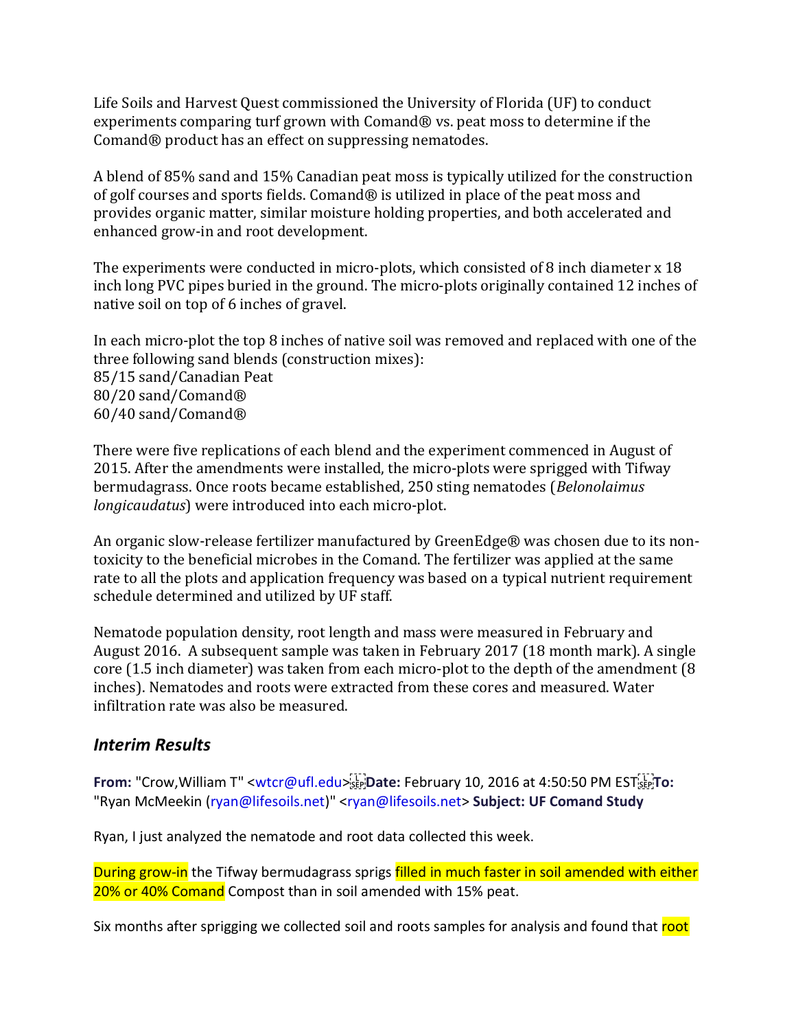Life Soils and Harvest Quest commissioned the University of Florida (UF) to conduct experiments comparing turf grown with Comand® vs. peat moss to determine if the Comand® product has an effect on suppressing nematodes.

A blend of 85% sand and 15% Canadian peat moss is typically utilized for the construction of golf courses and sports fields. Comand® is utilized in place of the peat moss and provides organic matter, similar moisture holding properties, and both accelerated and enhanced grow-in and root development.

The experiments were conducted in micro-plots, which consisted of 8 inch diameter x 18 inch long PVC pipes buried in the ground. The micro-plots originally contained 12 inches of native soil on top of 6 inches of gravel.

In each micro-plot the top 8 inches of native soil was removed and replaced with one of the three following sand blends (construction mixes):
85/15 sand/Canadian Peat
80/20 sand/Comand®
60/40 sand/Comand®

There were five replications of each blend and the experiment commenced in August of 2015. After the amendments were installed, the micro-plots were sprigged with Tifway bermudagrass. Once roots became established, 250 sting nematodes (*Belonolaimus longicaudatus*) were introduced into each micro-plot.

An organic slow-release fertilizer manufactured by GreenEdge® was chosen due to its non-toxicity to the beneficial microbes in the Comand. The fertilizer was applied at the same rate to all the plots and application frequency was based on a typical nutrient requirement schedule determined and utilized by UF staff.

Nematode population density, root length and mass were measured in February and August 2016. A subsequent sample was taken in February 2017 (18 month mark). A single core (1.5 inch diameter) was taken from each micro-plot to the depth of the amendment (8 inches). Nematodes and roots were extracted from these cores and measured. Water infiltration rate was also be measured.

## *Interim Results*

**From:** "Crow,William T" <wtcr@ufl.edu> **Date:** February 10, 2016 at 4:50:50 PM EST **To:** "Ryan McMeekin (ryan@lifesoils.net)" <ryan@lifesoils.net> **Subject: UF Comand Study**

Ryan, I just analyzed the nematode and root data collected this week.

During grow-in the Tifway bermudagrass sprigs filled in much faster in soil amended with either 20% or 40% Comand Compost than in soil amended with 15% peat.

Six months after sprigging we collected soil and roots samples for analysis and found that root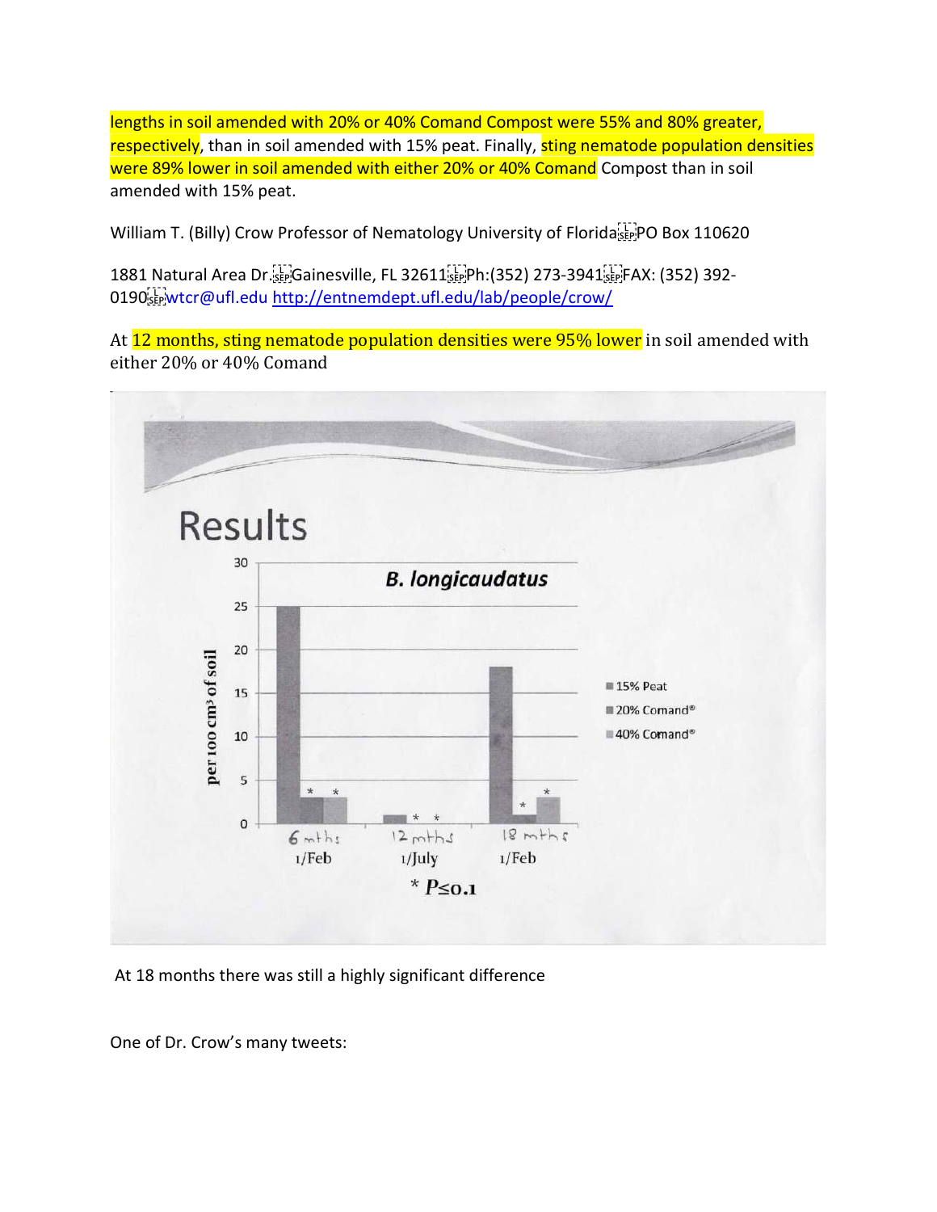lengths in soil amended with 20% or 40% Comand Compost were 55% and 80% greater, respectively, than in soil amended with 15% peat. Finally, sting nematode population densities were 89% lower in soil amended with either 20% or 40% Comand Compost than in soil amended with 15% peat.

William T. (Billy) Crow Professor of Nematology University of Florida PO Box 110620

1881 Natural Area Dr. Gainesville, FL 32611 Ph:(352) 273-3941 FAX: (352) 392-0190 wtcr@ufl.edu http://entnemdept.ufl.edu/lab/people/crow/

At 12 months, sting nematode population densities were 95% lower in soil amended with either 20% or 40% Comand

## Results

***B. longicaudatus***

| | 15% Peat | 20% Comand® | 40% Comand® |
|---|---|---|---|
| 6 mths 1/Feb | 25 | 3 * | 3 * |
| 12 mths 1/July | 1 | * | * |
| 18 mths 1/Feb | 18 | 1 * | 3 * |

Y-axis: per 100 cm³ of soil

* $P \leq 0.1$

At 18 months there was still a highly significant difference

One of Dr. Crow's many tweets: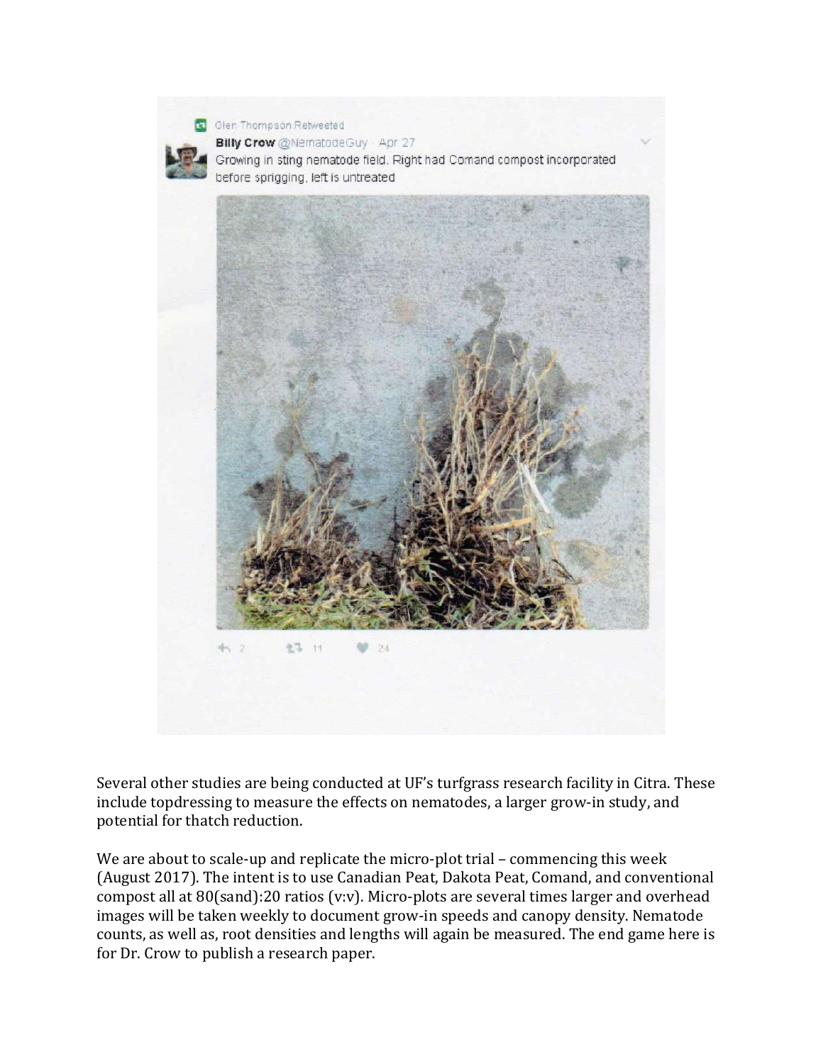Glen Thompson Retweeted

**Billy Crow** @NematodeGuy · Apr 27

Growing in sting nematode field. Right had Comand compost incorporated before sprigging, left is untreated

2 11 24

Several other studies are being conducted at UF's turfgrass research facility in Citra. These include topdressing to measure the effects on nematodes, a larger grow-in study, and potential for thatch reduction.

We are about to scale-up and replicate the micro-plot trial – commencing this week (August 2017). The intent is to use Canadian Peat, Dakota Peat, Comand, and conventional compost all at 80(sand):20 ratios (v:v). Micro-plots are several times larger and overhead images will be taken weekly to document grow-in speeds and canopy density. Nematode counts, as well as, root densities and lengths will again be measured. The end game here is for Dr. Crow to publish a research paper.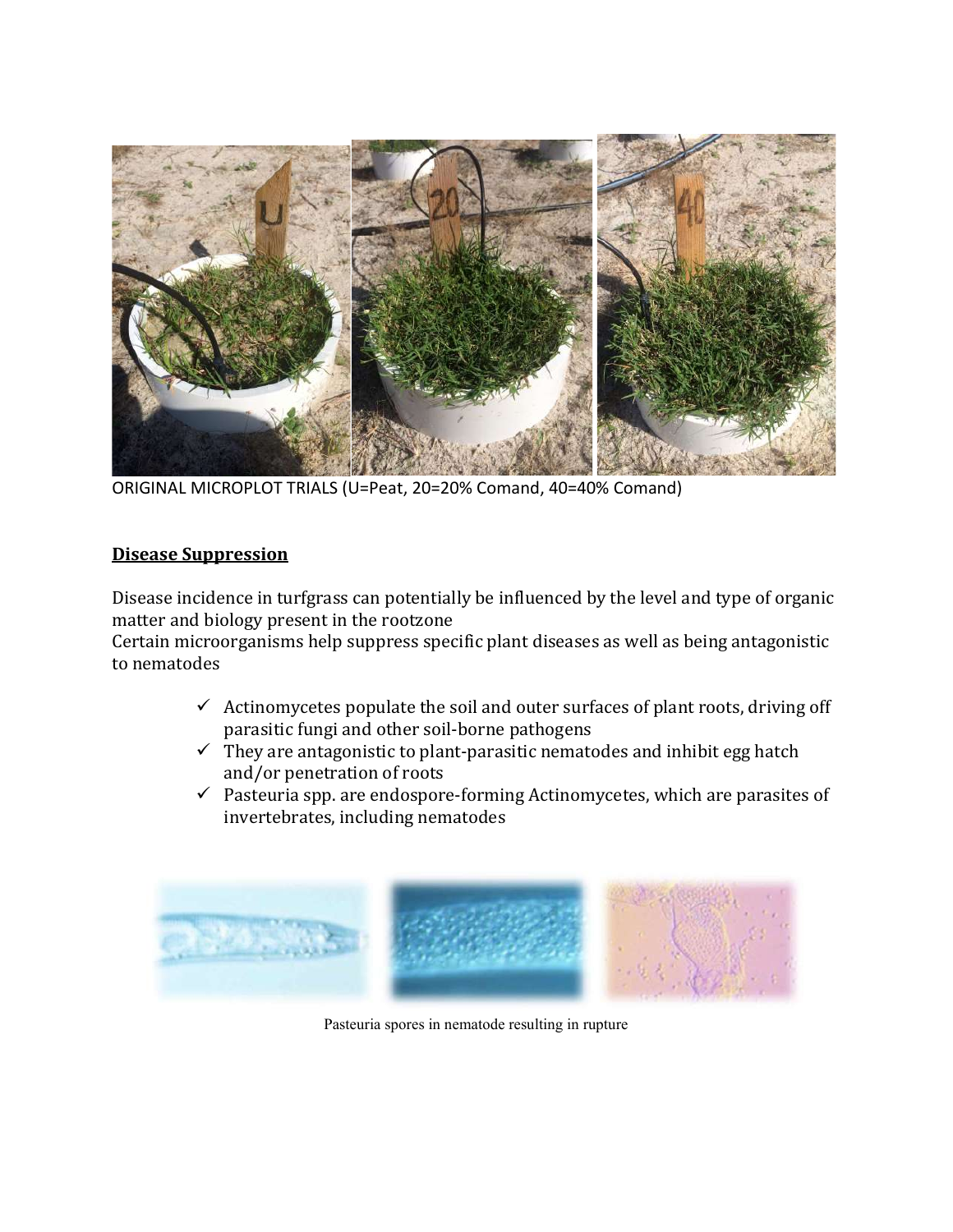ORIGINAL MICROPLOT TRIALS (U=Peat, 20=20% Comand, 40=40% Comand)

## Disease Suppression

Disease incidence in turfgrass can potentially be influenced by the level and type of organic matter and biology present in the rootzone
Certain microorganisms help suppress specific plant diseases as well as being antagonistic to nematodes

- ✓ Actinomycetes populate the soil and outer surfaces of plant roots, driving off parasitic fungi and other soil-borne pathogens
- ✓ They are antagonistic to plant-parasitic nematodes and inhibit egg hatch and/or penetration of roots
- ✓ Pasteuria spp. are endospore-forming Actinomycetes, which are parasites of invertebrates, including nematodes

Pasteuria spores in nematode resulting in rupture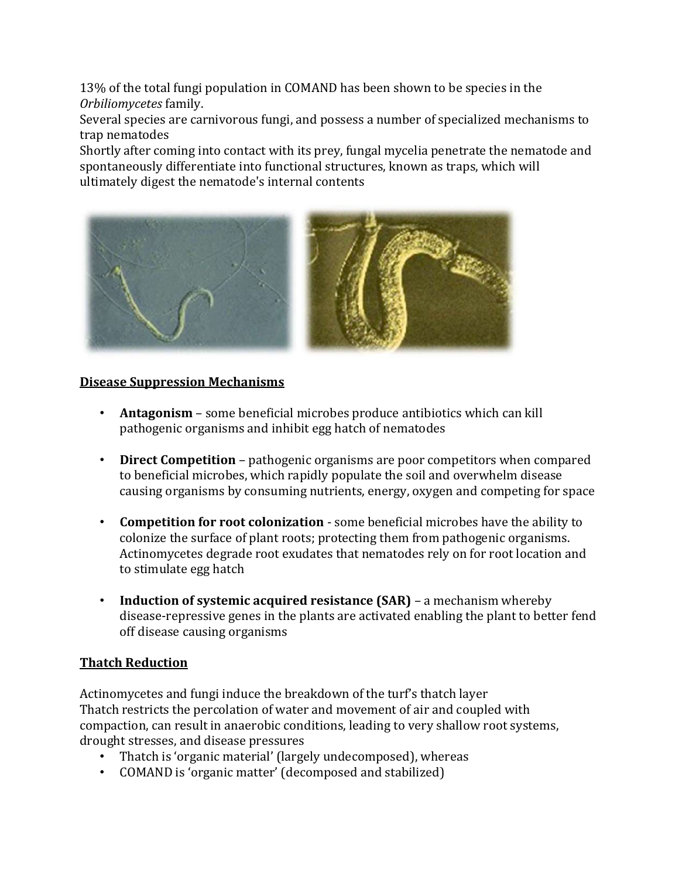13% of the total fungi population in COMAND has been shown to be species in the *Orbiliomycetes* family.
Several species are carnivorous fungi, and possess a number of specialized mechanisms to trap nematodes
Shortly after coming into contact with its prey, fungal mycelia penetrate the nematode and spontaneously differentiate into functional structures, known as traps, which will ultimately digest the nematode's internal contents

## Disease Suppression Mechanisms

- **Antagonism** – some beneficial microbes produce antibiotics which can kill pathogenic organisms and inhibit egg hatch of nematodes
- **Direct Competition** – pathogenic organisms are poor competitors when compared to beneficial microbes, which rapidly populate the soil and overwhelm disease causing organisms by consuming nutrients, energy, oxygen and competing for space
- **Competition for root colonization** - some beneficial microbes have the ability to colonize the surface of plant roots; protecting them from pathogenic organisms. Actinomycetes degrade root exudates that nematodes rely on for root location and to stimulate egg hatch
- **Induction of systemic acquired resistance (SAR)** – a mechanism whereby disease-repressive genes in the plants are activated enabling the plant to better fend off disease causing organisms

## Thatch Reduction

Actinomycetes and fungi induce the breakdown of the turf's thatch layer
Thatch restricts the percolation of water and movement of air and coupled with compaction, can result in anaerobic conditions, leading to very shallow root systems, drought stresses, and disease pressures

- Thatch is 'organic material' (largely undecomposed), whereas
- COMAND is 'organic matter' (decomposed and stabilized)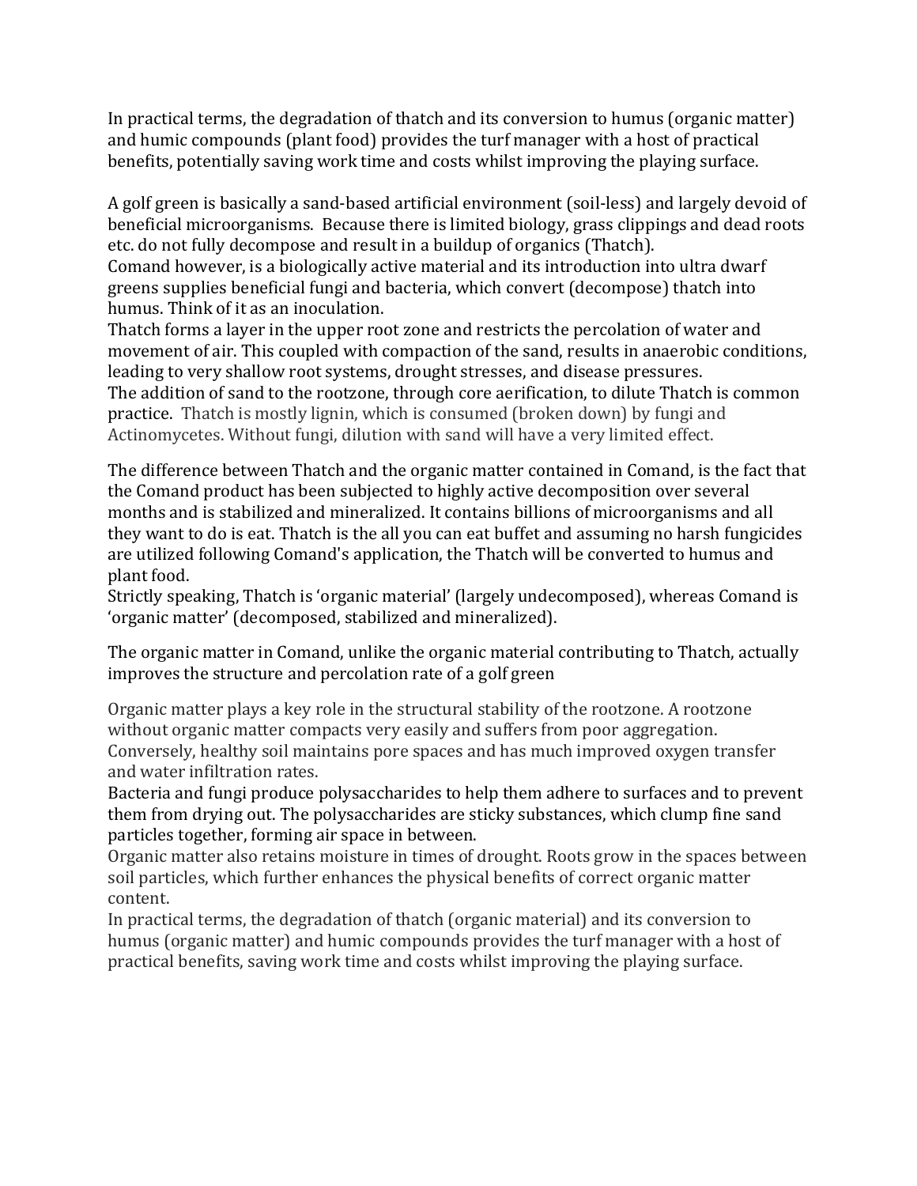In practical terms, the degradation of thatch and its conversion to humus (organic matter) and humic compounds (plant food) provides the turf manager with a host of practical benefits, potentially saving work time and costs whilst improving the playing surface.

A golf green is basically a sand-based artificial environment (soil-less) and largely devoid of beneficial microorganisms. Because there is limited biology, grass clippings and dead roots etc. do not fully decompose and result in a buildup of organics (Thatch).
Comand however, is a biologically active material and its introduction into ultra dwarf greens supplies beneficial fungi and bacteria, which convert (decompose) thatch into humus. Think of it as an inoculation.
Thatch forms a layer in the upper root zone and restricts the percolation of water and movement of air. This coupled with compaction of the sand, results in anaerobic conditions, leading to very shallow root systems, drought stresses, and disease pressures.
The addition of sand to the rootzone, through core aerification, to dilute Thatch is common practice. Thatch is mostly lignin, which is consumed (broken down) by fungi and Actinomycetes. Without fungi, dilution with sand will have a very limited effect.

The difference between Thatch and the organic matter contained in Comand, is the fact that the Comand product has been subjected to highly active decomposition over several months and is stabilized and mineralized. It contains billions of microorganisms and all they want to do is eat. Thatch is the all you can eat buffet and assuming no harsh fungicides are utilized following Comand's application, the Thatch will be converted to humus and plant food.
Strictly speaking, Thatch is 'organic material' (largely undecomposed), whereas Comand is 'organic matter' (decomposed, stabilized and mineralized).

The organic matter in Comand, unlike the organic material contributing to Thatch, actually improves the structure and percolation rate of a golf green

Organic matter plays a key role in the structural stability of the rootzone. A rootzone without organic matter compacts very easily and suffers from poor aggregation. Conversely, healthy soil maintains pore spaces and has much improved oxygen transfer and water infiltration rates.
Bacteria and fungi produce polysaccharides to help them adhere to surfaces and to prevent them from drying out. The polysaccharides are sticky substances, which clump fine sand particles together, forming air space in between.
Organic matter also retains moisture in times of drought. Roots grow in the spaces between soil particles, which further enhances the physical benefits of correct organic matter content.
In practical terms, the degradation of thatch (organic material) and its conversion to humus (organic matter) and humic compounds provides the turf manager with a host of practical benefits, saving work time and costs whilst improving the playing surface.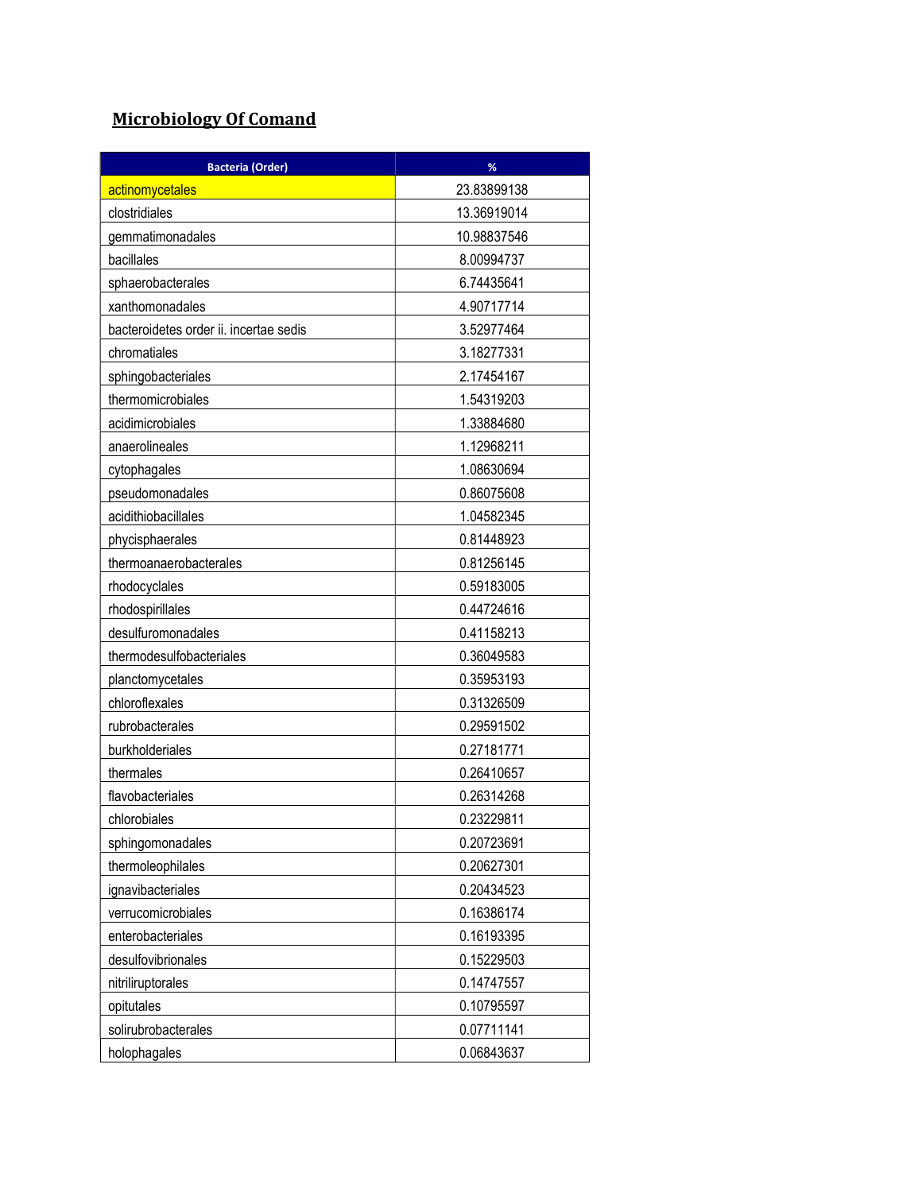## Microbiology Of Comand

| Bacteria (Order) | % |
|---|---|
| actinomycetales | 23.83899138 |
| clostridiales | 13.36919014 |
| gemmatimonadales | 10.98837546 |
| bacillales | 8.00994737 |
| sphaerobacterales | 6.74435641 |
| xanthomonadales | 4.90717714 |
| bacteroidetes order ii. incertae sedis | 3.52977464 |
| chromatiales | 3.18277331 |
| sphingobacteriales | 2.17454167 |
| thermomicrobiales | 1.54319203 |
| acidimicrobiales | 1.33884680 |
| anaerolineales | 1.12968211 |
| cytophagales | 1.08630694 |
| pseudomonadales | 0.86075608 |
| acidithiobacillales | 1.04582345 |
| phycisphaerales | 0.81448923 |
| thermoanaerobacterales | 0.81256145 |
| rhodocyclales | 0.59183005 |
| rhodospirillales | 0.44724616 |
| desulfuromonadales | 0.41158213 |
| thermodesulfobacteriales | 0.36049583 |
| planctomycetales | 0.35953193 |
| chloroflexales | 0.31326509 |
| rubrobacterales | 0.29591502 |
| burkholderiales | 0.27181771 |
| thermales | 0.26410657 |
| flavobacteriales | 0.26314268 |
| chlorobiales | 0.23229811 |
| sphingomonadales | 0.20723691 |
| thermoleophilales | 0.20627301 |
| ignavibacteriales | 0.20434523 |
| verrucomicrobiales | 0.16386174 |
| enterobacteriales | 0.16193395 |
| desulfovibrionales | 0.15229503 |
| nitriliruptorales | 0.14747557 |
| opitutales | 0.10795597 |
| solirubrobacterales | 0.07711141 |
| holophagales | 0.06843637 |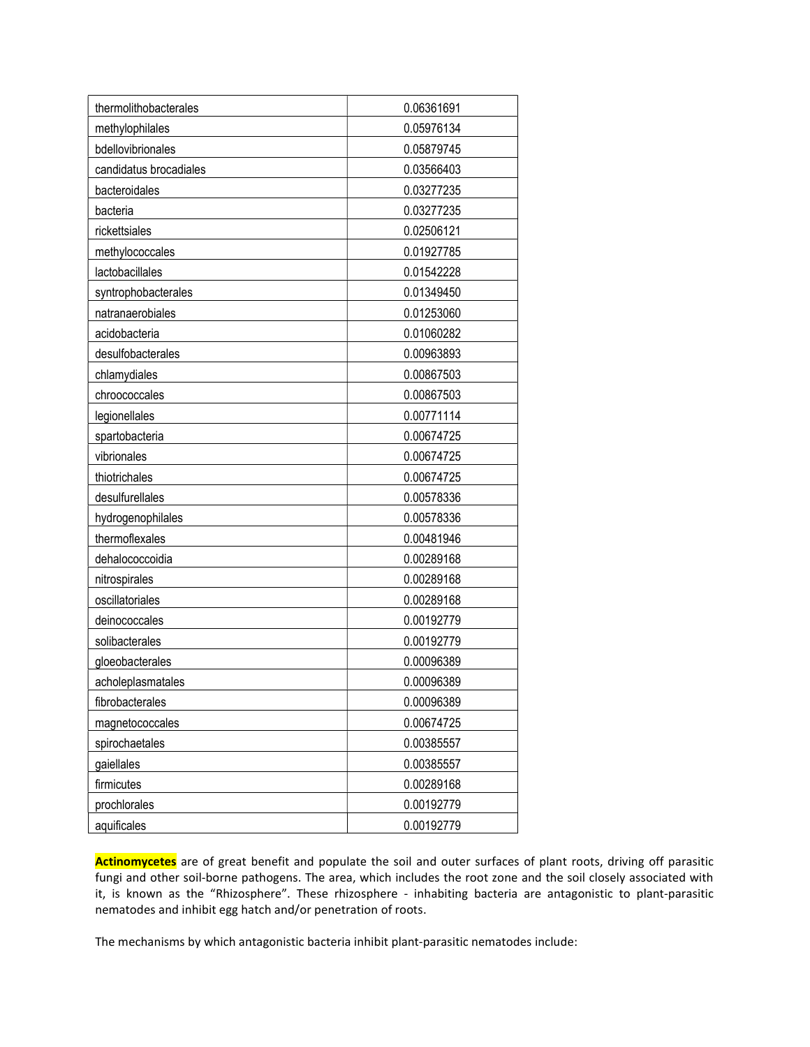| thermolithobacterales | 0.06361691 |
|---|---|
| methylophilales | 0.05976134 |
| bdellovibrionales | 0.05879745 |
| candidatus brocadiales | 0.03566403 |
| bacteroidales | 0.03277235 |
| bacteria | 0.03277235 |
| rickettsiales | 0.02506121 |
| methylococcales | 0.01927785 |
| lactobacillales | 0.01542228 |
| syntrophobacterales | 0.01349450 |
| natranaerobiales | 0.01253060 |
| acidobacteria | 0.01060282 |
| desulfobacterales | 0.00963893 |
| chlamydiales | 0.00867503 |
| chroococcales | 0.00867503 |
| legionellales | 0.00771114 |
| spartobacteria | 0.00674725 |
| vibrionales | 0.00674725 |
| thiotrichales | 0.00674725 |
| desulfurellales | 0.00578336 |
| hydrogenophilales | 0.00578336 |
| thermoflexales | 0.00481946 |
| dehalococcoidia | 0.00289168 |
| nitrospirales | 0.00289168 |
| oscillatoriales | 0.00289168 |
| deinococcales | 0.00192779 |
| solibacterales | 0.00192779 |
| gloeobacterales | 0.00096389 |
| acholeplasmatales | 0.00096389 |
| fibrobacterales | 0.00096389 |
| magnetococcales | 0.00674725 |
| spirochaetales | 0.00385557 |
| gaiellales | 0.00385557 |
| firmicutes | 0.00289168 |
| prochlorales | 0.00192779 |
| aquificales | 0.00192779 |

**Actinomycetes** are of great benefit and populate the soil and outer surfaces of plant roots, driving off parasitic fungi and other soil-borne pathogens. The area, which includes the root zone and the soil closely associated with it, is known as the "Rhizosphere". These rhizosphere - inhabiting bacteria are antagonistic to plant-parasitic nematodes and inhibit egg hatch and/or penetration of roots.

The mechanisms by which antagonistic bacteria inhibit plant-parasitic nematodes include: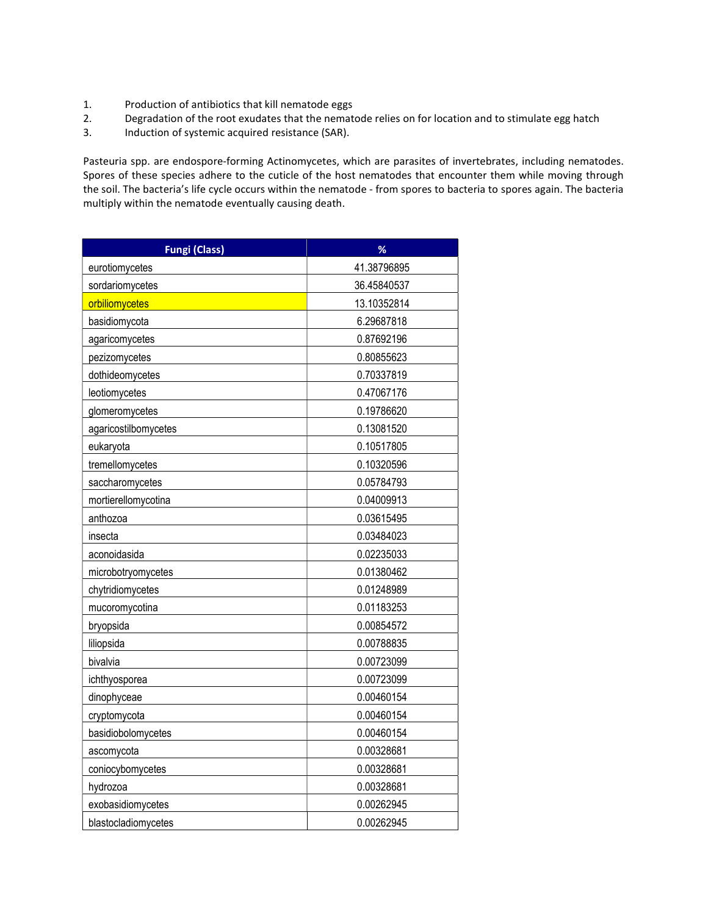1. Production of antibiotics that kill nematode eggs
2. Degradation of the root exudates that the nematode relies on for location and to stimulate egg hatch
3. Induction of systemic acquired resistance (SAR).

Pasteuria spp. are endospore-forming Actinomycetes, which are parasites of invertebrates, including nematodes. Spores of these species adhere to the cuticle of the host nematodes that encounter them while moving through the soil. The bacteria's life cycle occurs within the nematode - from spores to bacteria to spores again. The bacteria multiply within the nematode eventually causing death.

| Fungi (Class) | % |
|---|---|
| eurotiomycetes | 41.38796895 |
| sordariomycetes | 36.45840537 |
| orbiliomycetes | 13.10352814 |
| basidiomycota | 6.29687818 |
| agaricomycetes | 0.87692196 |
| pezizomycetes | 0.80855623 |
| dothideomycetes | 0.70337819 |
| leotiomycetes | 0.47067176 |
| glomeromycetes | 0.19786620 |
| agaricostilbomycetes | 0.13081520 |
| eukaryota | 0.10517805 |
| tremellomycetes | 0.10320596 |
| saccharomycetes | 0.05784793 |
| mortierellomycotina | 0.04009913 |
| anthozoa | 0.03615495 |
| insecta | 0.03484023 |
| aconoidasida | 0.02235033 |
| microbotryomycetes | 0.01380462 |
| chytridiomycetes | 0.01248989 |
| mucoromycotina | 0.01183253 |
| bryopsida | 0.00854572 |
| liliopsida | 0.00788835 |
| bivalvia | 0.00723099 |
| ichthyosporea | 0.00723099 |
| dinophyceae | 0.00460154 |
| cryptomycota | 0.00460154 |
| basidiobolomycetes | 0.00460154 |
| ascomycota | 0.00328681 |
| coniocybomycetes | 0.00328681 |
| hydrozoa | 0.00328681 |
| exobasidiomycetes | 0.00262945 |
| blastocladiomycetes | 0.00262945 |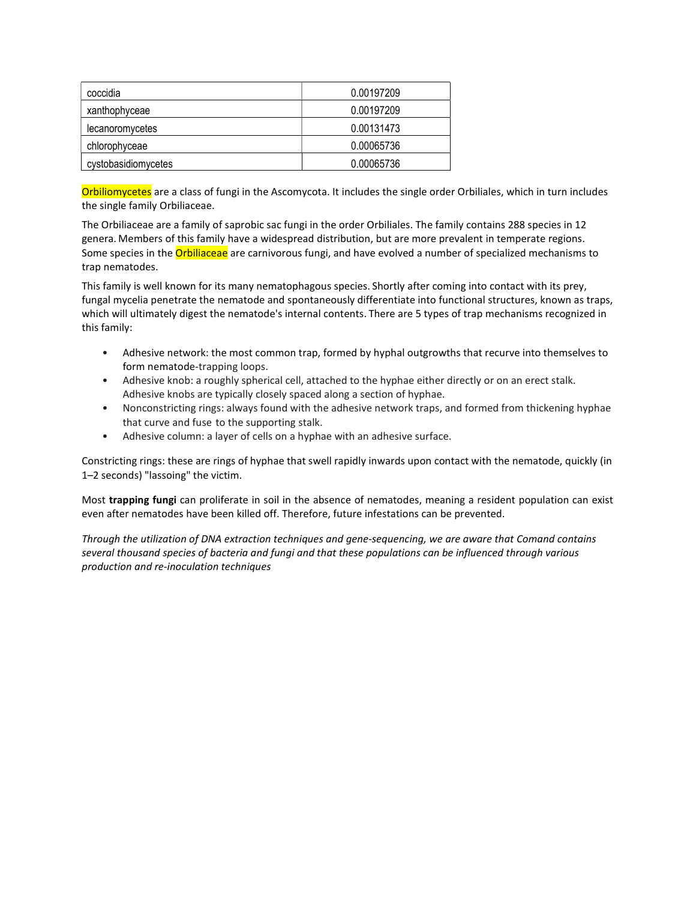| | |
|---|---|
| coccidia | 0.00197209 |
| xanthophyceae | 0.00197209 |
| lecanoromycetes | 0.00131473 |
| chlorophyceae | 0.00065736 |
| cystobasidiomycetes | 0.00065736 |

Orbiliomycetes are a class of fungi in the Ascomycota. It includes the single order Orbiliales, which in turn includes the single family Orbiliaceae.

The Orbiliaceae are a family of saprobic sac fungi in the order Orbiliales. The family contains 288 species in 12 genera. Members of this family have a widespread distribution, but are more prevalent in temperate regions. Some species in the Orbiliaceae are carnivorous fungi, and have evolved a number of specialized mechanisms to trap nematodes.

This family is well known for its many nematophagous species. Shortly after coming into contact with its prey, fungal mycelia penetrate the nematode and spontaneously differentiate into functional structures, known as traps, which will ultimately digest the nematode's internal contents. There are 5 types of trap mechanisms recognized in this family:

- Adhesive network: the most common trap, formed by hyphal outgrowths that recurve into themselves to form nematode-trapping loops.
- Adhesive knob: a roughly spherical cell, attached to the hyphae either directly or on an erect stalk. Adhesive knobs are typically closely spaced along a section of hyphae.
- Nonconstricting rings: always found with the adhesive network traps, and formed from thickening hyphae that curve and fuse to the supporting stalk.
- Adhesive column: a layer of cells on a hyphae with an adhesive surface.

Constricting rings: these are rings of hyphae that swell rapidly inwards upon contact with the nematode, quickly (in 1–2 seconds) "lassoing" the victim.

Most **trapping fungi** can proliferate in soil in the absence of nematodes, meaning a resident population can exist even after nematodes have been killed off. Therefore, future infestations can be prevented.

*Through the utilization of DNA extraction techniques and gene-sequencing, we are aware that Comand contains several thousand species of bacteria and fungi and that these populations can be influenced through various production and re-inoculation techniques*